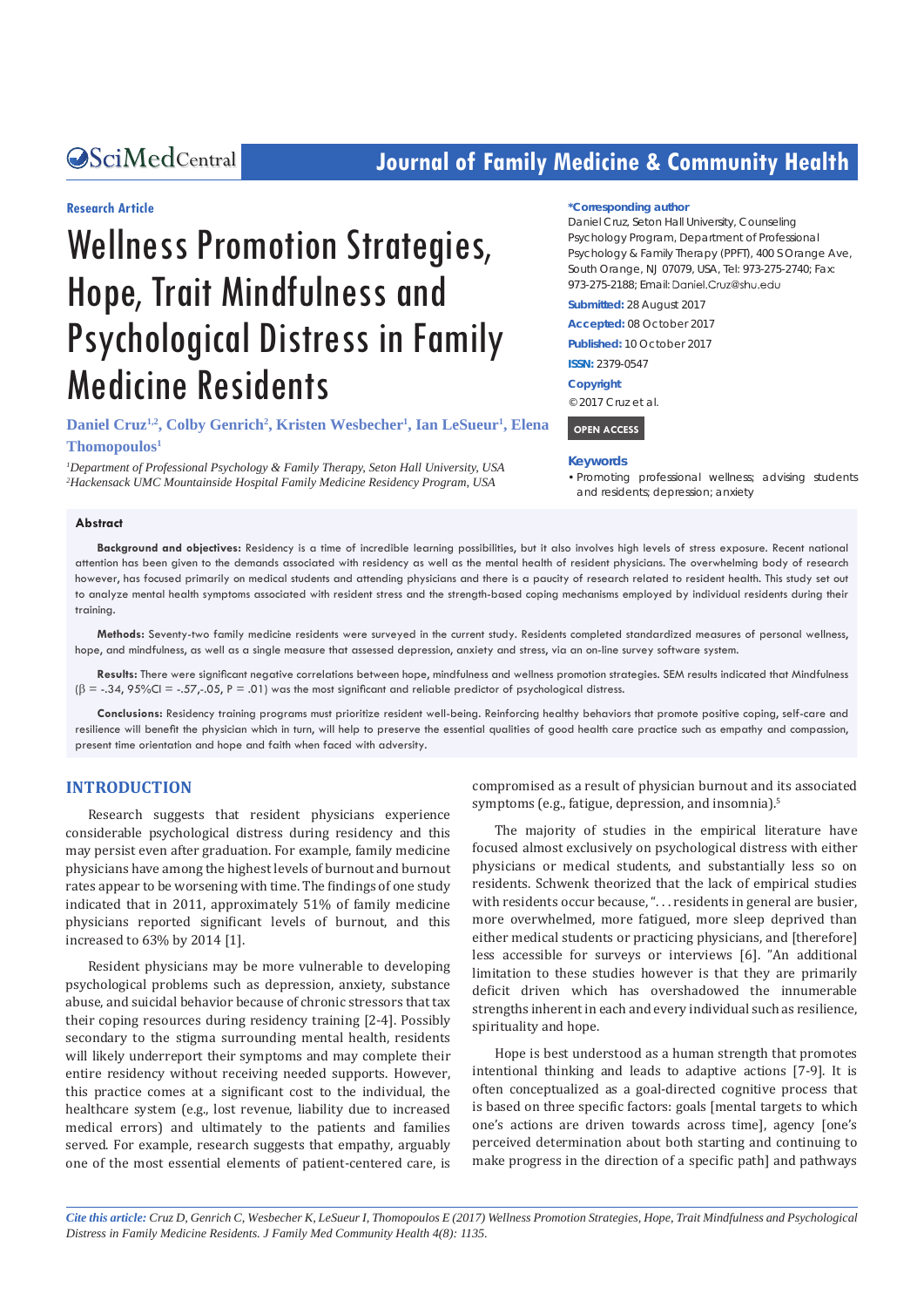Research Article

# Wellness Promotion Strategies, Hope, Trait Mindfulness and Psychological Distress in Family Medicine Residents

**Daniel Cruz[1,2], Colby Genrich[2], Kristen Wesbecher[1], Ian LeSueur[1], Elena Thomopoulos[1]**

[1]*Department of Professional Psychology & Family Therapy, Seton Hall University, USA*
[2]*Hackensack UMC Mountainside Hospital Family Medicine Residency Program, USA*

**\*Corresponding author**
Daniel Cruz, Seton Hall University, Counseling Psychology Program, Department of Professional Psychology & Family Therapy (PPFT), 400 S Orange Ave, South Orange, NJ 07079, USA, Tel: 973-275-2740; Fax: 973-275-2188; Email: Daniel.Cruz@shu.edu

**Submitted:** 28 August 2017

**Accepted:** 08 October 2017

**Published:** 10 October 2017

**ISSN:** 2379-0547

**Copyright**
© 2017 Cruz et al.

OPEN ACCESS

**Keywords**
- Promoting professional wellness; advising students and residents; depression; anxiety

## Abstract

**Background and objectives:** Residency is a time of incredible learning possibilities, but it also involves high levels of stress exposure. Recent national attention has been given to the demands associated with residency as well as the mental health of resident physicians. The overwhelming body of research however, has focused primarily on medical students and attending physicians and there is a paucity of research related to resident health. This study set out to analyze mental health symptoms associated with resident stress and the strength-based coping mechanisms employed by individual residents during their training.

**Methods:** Seventy-two family medicine residents were surveyed in the current study. Residents completed standardized measures of personal wellness, hope, and mindfulness, as well as a single measure that assessed depression, anxiety and stress, via an on-line survey software system.

**Results:** There were significant negative correlations between hope, mindfulness and wellness promotion strategies. SEM results indicated that Mindfulness ($\beta$ = -.34, 95%CI = -.57,-.05, P = .01) was the most significant and reliable predictor of psychological distress.

**Conclusions:** Residency training programs must prioritize resident well-being. Reinforcing healthy behaviors that promote positive coping, self-care and resilience will benefit the physician which in turn, will help to preserve the essential qualities of good health care practice such as empathy and compassion, present time orientation and hope and faith when faced with adversity.

## INTRODUCTION

Research suggests that resident physicians experience considerable psychological distress during residency and this may persist even after graduation. For example, family medicine physicians have among the highest levels of burnout and burnout rates appear to be worsening with time. The findings of one study indicated that in 2011, approximately 51% of family medicine physicians reported significant levels of burnout, and this increased to 63% by 2014 [1].

Resident physicians may be more vulnerable to developing psychological problems such as depression, anxiety, substance abuse, and suicidal behavior because of chronic stressors that tax their coping resources during residency training [2-4]. Possibly secondary to the stigma surrounding mental health, residents will likely underreport their symptoms and may complete their entire residency without receiving needed supports. However, this practice comes at a significant cost to the individual, the healthcare system (e.g., lost revenue, liability due to increased medical errors) and ultimately to the patients and families served. For example, research suggests that empathy, arguably one of the most essential elements of patient-centered care, is compromised as a result of physician burnout and its associated symptoms (e.g., fatigue, depression, and insomnia).[5]

The majority of studies in the empirical literature have focused almost exclusively on psychological distress with either physicians or medical students, and substantially less so on residents. Schwenk theorized that the lack of empirical studies with residents occur because, ". . . residents in general are busier, more overwhelmed, more fatigued, more sleep deprived than either medical students or practicing physicians, and [therefore] less accessible for surveys or interviews [6]. "An additional limitation to these studies however is that they are primarily deficit driven which has overshadowed the innumerable strengths inherent in each and every individual such as resilience, spirituality and hope.

Hope is best understood as a human strength that promotes intentional thinking and leads to adaptive actions [7-9]. It is often conceptualized as a goal-directed cognitive process that is based on three specific factors: goals [mental targets to which one's actions are driven towards across time], agency [one's perceived determination about both starting and continuing to make progress in the direction of a specific path] and pathways

*Cite this article: Cruz D, Genrich C, Wesbecher K, LeSueur I, Thomopoulos E (2017) Wellness Promotion Strategies, Hope, Trait Mindfulness and Psychological Distress in Family Medicine Residents. J Family Med Community Health 4(8): 1135.*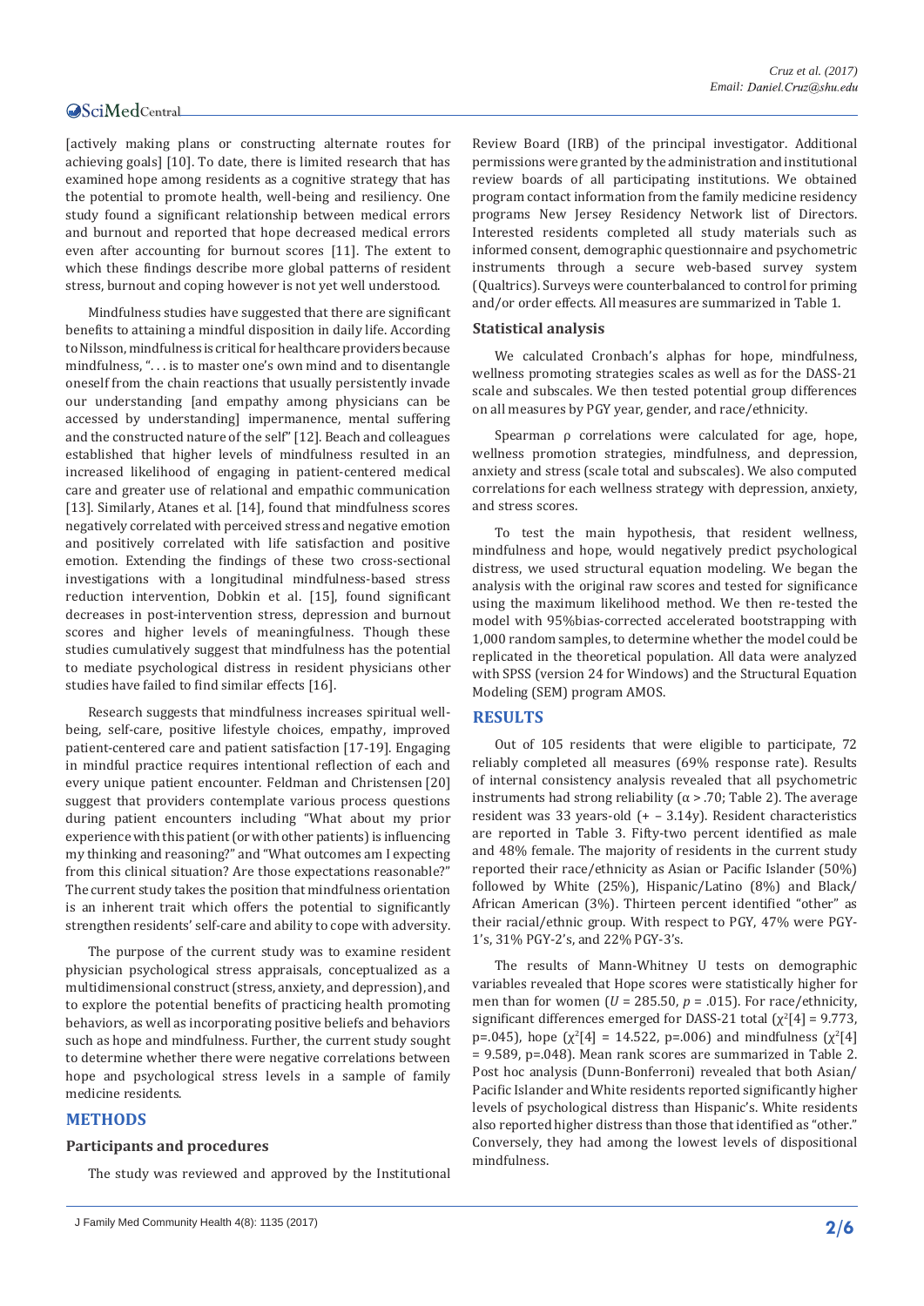[actively making plans or constructing alternate routes for achieving goals] [10]. To date, there is limited research that has examined hope among residents as a cognitive strategy that has the potential to promote health, well-being and resiliency. One study found a significant relationship between medical errors and burnout and reported that hope decreased medical errors even after accounting for burnout scores [11]. The extent to which these findings describe more global patterns of resident stress, burnout and coping however is not yet well understood.

Mindfulness studies have suggested that there are significant benefits to attaining a mindful disposition in daily life. According to Nilsson, mindfulness is critical for healthcare providers because mindfulness, ". . . is to master one's own mind and to disentangle oneself from the chain reactions that usually persistently invade our understanding [and empathy among physicians can be accessed by understanding] impermanence, mental suffering and the constructed nature of the self" [12]. Beach and colleagues established that higher levels of mindfulness resulted in an increased likelihood of engaging in patient-centered medical care and greater use of relational and empathic communication [13]. Similarly, Atanes et al. [14], found that mindfulness scores negatively correlated with perceived stress and negative emotion and positively correlated with life satisfaction and positive emotion. Extending the findings of these two cross-sectional investigations with a longitudinal mindfulness-based stress reduction intervention, Dobkin et al. [15], found significant decreases in post-intervention stress, depression and burnout scores and higher levels of meaningfulness. Though these studies cumulatively suggest that mindfulness has the potential to mediate psychological distress in resident physicians other studies have failed to find similar effects [16].

Research suggests that mindfulness increases spiritual well-being, self-care, positive lifestyle choices, empathy, improved patient-centered care and patient satisfaction [17-19]. Engaging in mindful practice requires intentional reflection of each and every unique patient encounter. Feldman and Christensen [20] suggest that providers contemplate various process questions during patient encounters including "What about my prior experience with this patient (or with other patients) is influencing my thinking and reasoning?" and "What outcomes am I expecting from this clinical situation? Are those expectations reasonable?" The current study takes the position that mindfulness orientation is an inherent trait which offers the potential to significantly strengthen residents' self-care and ability to cope with adversity.

The purpose of the current study was to examine resident physician psychological stress appraisals, conceptualized as a multidimensional construct (stress, anxiety, and depression), and to explore the potential benefits of practicing health promoting behaviors, as well as incorporating positive beliefs and behaviors such as hope and mindfulness. Further, the current study sought to determine whether there were negative correlations between hope and psychological stress levels in a sample of family medicine residents.

## METHODS

### Participants and procedures

The study was reviewed and approved by the Institutional Review Board (IRB) of the principal investigator. Additional permissions were granted by the administration and institutional review boards of all participating institutions. We obtained program contact information from the family medicine residency programs New Jersey Residency Network list of Directors. Interested residents completed all study materials such as informed consent, demographic questionnaire and psychometric instruments through a secure web-based survey system (Qualtrics). Surveys were counterbalanced to control for priming and/or order effects. All measures are summarized in Table 1.

### Statistical analysis

We calculated Cronbach's alphas for hope, mindfulness, wellness promoting strategies scales as well as for the DASS-21 scale and subscales. We then tested potential group differences on all measures by PGY year, gender, and race/ethnicity.

Spearman ρ correlations were calculated for age, hope, wellness promotion strategies, mindfulness, and depression, anxiety and stress (scale total and subscales). We also computed correlations for each wellness strategy with depression, anxiety, and stress scores.

To test the main hypothesis, that resident wellness, mindfulness and hope, would negatively predict psychological distress, we used structural equation modeling. We began the analysis with the original raw scores and tested for significance using the maximum likelihood method. We then re-tested the model with 95%bias-corrected accelerated bootstrapping with 1,000 random samples, to determine whether the model could be replicated in the theoretical population. All data were analyzed with SPSS (version 24 for Windows) and the Structural Equation Modeling (SEM) program AMOS.

## RESULTS

Out of 105 residents that were eligible to participate, 72 reliably completed all measures (69% response rate). Results of internal consistency analysis revealed that all psychometric instruments had strong reliability ($\alpha > .70$; Table 2). The average resident was 33 years-old (+ – 3.14y). Resident characteristics are reported in Table 3. Fifty-two percent identified as male and 48% female. The majority of residents in the current study reported their race/ethnicity as Asian or Pacific Islander (50%) followed by White (25%), Hispanic/Latino (8%) and Black/African American (3%). Thirteen percent identified "other" as their racial/ethnic group. With respect to PGY, 47% were PGY-1's, 31% PGY-2's, and 22% PGY-3's.

The results of Mann-Whitney U tests on demographic variables revealed that Hope scores were statistically higher for men than for women ($U = 285.50$, $p = .015$). For race/ethnicity, significant differences emerged for DASS-21 total ($\chi^2[4] = 9.773$, $p=.045$), hope ($\chi^2[4] = 14.522$, $p=.006$) and mindfulness ($\chi^2[4] = 9.589$, $p=.048$). Mean rank scores are summarized in Table 2. Post hoc analysis (Dunn-Bonferroni) revealed that both Asian/Pacific Islander and White residents reported significantly higher levels of psychological distress than Hispanic's. White residents also reported higher distress than those that identified as "other." Conversely, they had among the lowest levels of dispositional mindfulness.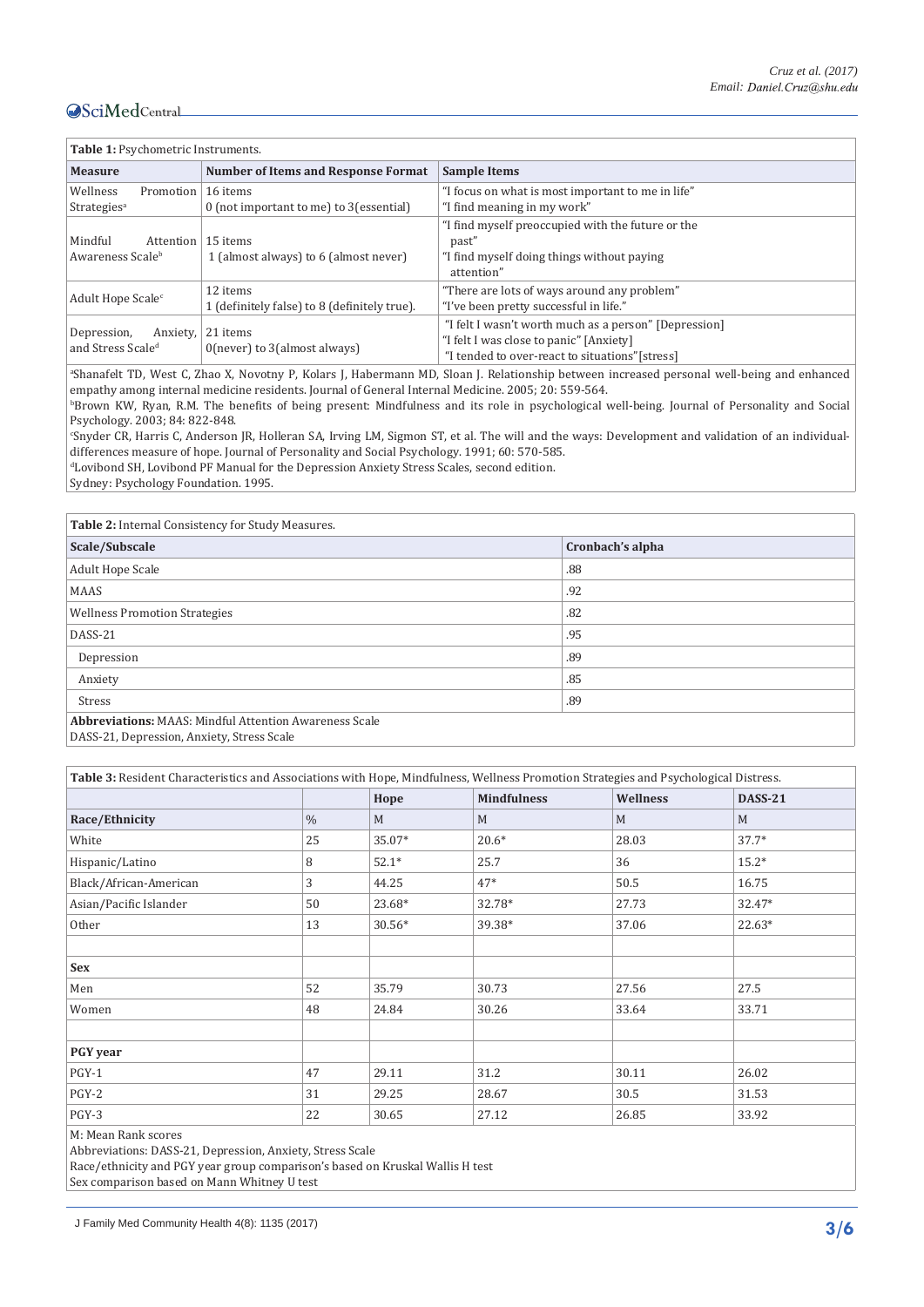**Table 1:** Psychometric Instruments.

| Measure | Number of Items and Response Format | Sample Items |
|---|---|---|
| Wellness Promotion Strategies[a] | 16 items<br>0 (not important to me) to 3(essential) | "I focus on what is most important to me in life"<br>"I find meaning in my work" |
| Mindful Attention Awareness Scale[b] | 15 items<br>1 (almost always) to 6 (almost never) | "I find myself preoccupied with the future or the past"<br>"I find myself doing things without paying attention" |
| Adult Hope Scale[c] | 12 items<br>1 (definitely false) to 8 (definitely true). | "There are lots of ways around any problem"<br>"I've been pretty successful in life." |
| Depression, Anxiety, and Stress Scale[d] | 21 items<br>0(never) to 3(almost always) | "I felt I wasn't worth much as a person" [Depression]<br>"I felt I was close to panic" [Anxiety]<br>"I tended to over-react to situations"[stress] |

[a]Shanafelt TD, West C, Zhao X, Novotny P, Kolars J, Habermann MD, Sloan J. Relationship between increased personal well-being and enhanced empathy among internal medicine residents. Journal of General Internal Medicine. 2005; 20: 559-564.
[b]Brown KW, Ryan, R.M. The benefits of being present: Mindfulness and its role in psychological well-being. Journal of Personality and Social Psychology. 2003; 84: 822-848.
[c]Snyder CR, Harris C, Anderson JR, Holleran SA, Irving LM, Sigmon ST, et al. The will and the ways: Development and validation of an individual-differences measure of hope. Journal of Personality and Social Psychology. 1991; 60: 570-585.
[d]Lovibond SH, Lovibond PF Manual for the Depression Anxiety Stress Scales, second edition.
Sydney: Psychology Foundation. 1995.

**Table 2:** Internal Consistency for Study Measures.

| Scale/Subscale | Cronbach's alpha |
|---|---|
| Adult Hope Scale | .88 |
| MAAS | .92 |
| Wellness Promotion Strategies | .82 |
| DASS-21 | .95 |
| Depression | .89 |
| Anxiety | .85 |
| Stress | .89 |

**Abbreviations:** MAAS: Mindful Attention Awareness Scale
DASS-21, Depression, Anxiety, Stress Scale

**Table 3:** Resident Characteristics and Associations with Hope, Mindfulness, Wellness Promotion Strategies and Psychological Distress.

| | | Hope | Mindfulness | Wellness | DASS-21 |
|---|---|---|---|---|---|
| **Race/Ethnicity** | % | M | M | M | M |
| White | 25 | 35.07* | 20.6* | 28.03 | 37.7* |
| Hispanic/Latino | 8 | 52.1* | 25.7 | 36 | 15.2* |
| Black/African-American | 3 | 44.25 | 47* | 50.5 | 16.75 |
| Asian/Pacific Islander | 50 | 23.68* | 32.78* | 27.73 | 32.47* |
| Other | 13 | 30.56* | 39.38* | 37.06 | 22.63* |
| | | | | | |
| **Sex** | | | | | |
| Men | 52 | 35.79 | 30.73 | 27.56 | 27.5 |
| Women | 48 | 24.84 | 30.26 | 33.64 | 33.71 |
| | | | | | |
| **PGY year** | | | | | |
| PGY-1 | 47 | 29.11 | 31.2 | 30.11 | 26.02 |
| PGY-2 | 31 | 29.25 | 28.67 | 30.5 | 31.53 |
| PGY-3 | 22 | 30.65 | 27.12 | 26.85 | 33.92 |

M: Mean Rank scores
Abbreviations: DASS-21, Depression, Anxiety, Stress Scale
Race/ethnicity and PGY year group comparison's based on Kruskal Wallis H test
Sex comparison based on Mann Whitney U test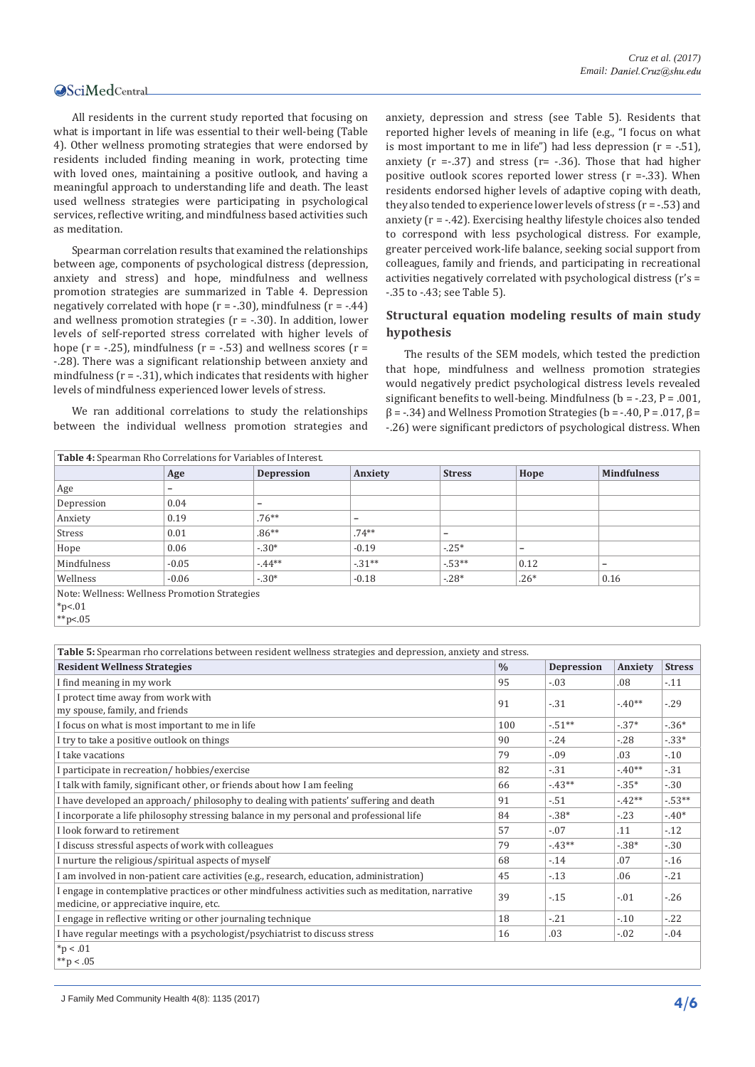All residents in the current study reported that focusing on what is important in life was essential to their well-being (Table 4). Other wellness promoting strategies that were endorsed by residents included finding meaning in work, protecting time with loved ones, maintaining a positive outlook, and having a meaningful approach to understanding life and death. The least used wellness strategies were participating in psychological services, reflective writing, and mindfulness based activities such as meditation.

Spearman correlation results that examined the relationships between age, components of psychological distress (depression, anxiety and stress) and hope, mindfulness and wellness promotion strategies are summarized in Table 4. Depression negatively correlated with hope (r = -.30), mindfulness (r = -.44) and wellness promotion strategies (r = -.30). In addition, lower levels of self-reported stress correlated with higher levels of hope (r = -.25), mindfulness (r = -.53) and wellness scores (r = -.28). There was a significant relationship between anxiety and mindfulness (r = -.31), which indicates that residents with higher levels of mindfulness experienced lower levels of stress.

We ran additional correlations to study the relationships between the individual wellness promotion strategies and anxiety, depression and stress (see Table 5). Residents that reported higher levels of meaning in life (e.g., "I focus on what is most important to me in life") had less depression (r = -.51), anxiety (r =-.37) and stress (r= -.36). Those that had higher positive outlook scores reported lower stress (r =-.33). When residents endorsed higher levels of adaptive coping with death, they also tended to experience lower levels of stress (r = -.53) and anxiety (r = -.42). Exercising healthy lifestyle choices also tended to correspond with less psychological distress. For example, greater perceived work-life balance, seeking social support from colleagues, family and friends, and participating in recreational activities negatively correlated with psychological distress (r's = -.35 to -.43; see Table 5).

## Structural equation modeling results of main study hypothesis

The results of the SEM models, which tested the prediction that hope, mindfulness and wellness promotion strategies would negatively predict psychological distress levels revealed significant benefits to well-being. Mindfulness (b = -.23, P = .001, β = -.34) and Wellness Promotion Strategies (b = -.40, P = .017, β = -.26) were significant predictors of psychological distress. When

**Table 4:** Spearman Rho Correlations for Variables of Interest.

| | Age | Depression | Anxiety | Stress | Hope | Mindfulness |
|---|---|---|---|---|---|---|
| Age | – | | | | | |
| Depression | 0.04 | – | | | | |
| Anxiety | 0.19 | .76** | – | | | |
| Stress | 0.01 | .86** | .74** | – | | |
| Hope | 0.06 | -.30* | -0.19 | -.25* | – | |
| Mindfulness | -0.05 | -.44** | -.31** | -.53** | 0.12 | – |
| Wellness | -0.06 | -.30* | -0.18 | -.28* | .26* | 0.16 |

Note: Wellness: Wellness Promotion Strategies

*p<.01

**p<.05

**Table 5:** Spearman rho correlations between resident wellness strategies and depression, anxiety and stress.

| Resident Wellness Strategies | % | Depression | Anxiety | Stress |
|---|---|---|---|---|
| I find meaning in my work | 95 | -.03 | .08 | -.11 |
| I protect time away from work with my spouse, family, and friends | 91 | -.31 | -.40** | -.29 |
| I focus on what is most important to me in life | 100 | -.51** | -.37* | -.36* |
| I try to take a positive outlook on things | 90 | -.24 | -.28 | -.33* |
| I take vacations | 79 | -.09 | .03 | -.10 |
| I participate in recreation/ hobbies/exercise | 82 | -.31 | -.40** | -.31 |
| I talk with family, significant other, or friends about how I am feeling | 66 | -.43** | -.35* | -.30 |
| I have developed an approach/ philosophy to dealing with patients' suffering and death | 91 | -.51 | -.42** | -.53** |
| I incorporate a life philosophy stressing balance in my personal and professional life | 84 | -.38* | -.23 | -.40* |
| I look forward to retirement | 57 | -.07 | .11 | -.12 |
| I discuss stressful aspects of work with colleagues | 79 | -.43** | -.38* | -.30 |
| I nurture the religious/spiritual aspects of myself | 68 | -.14 | .07 | -.16 |
| I am involved in non-patient care activities (e.g., research, education, administration) | 45 | -.13 | .06 | -.21 |
| I engage in contemplative practices or other mindfulness activities such as meditation, narrative medicine, or appreciative inquire, etc. | 39 | -.15 | -.01 | -.26 |
| I engage in reflective writing or other journaling technique | 18 | -.21 | -.10 | -.22 |
| I have regular meetings with a psychologist/psychiatrist to discuss stress | 16 | .03 | -.02 | -.04 |

*p < .01

**p < .05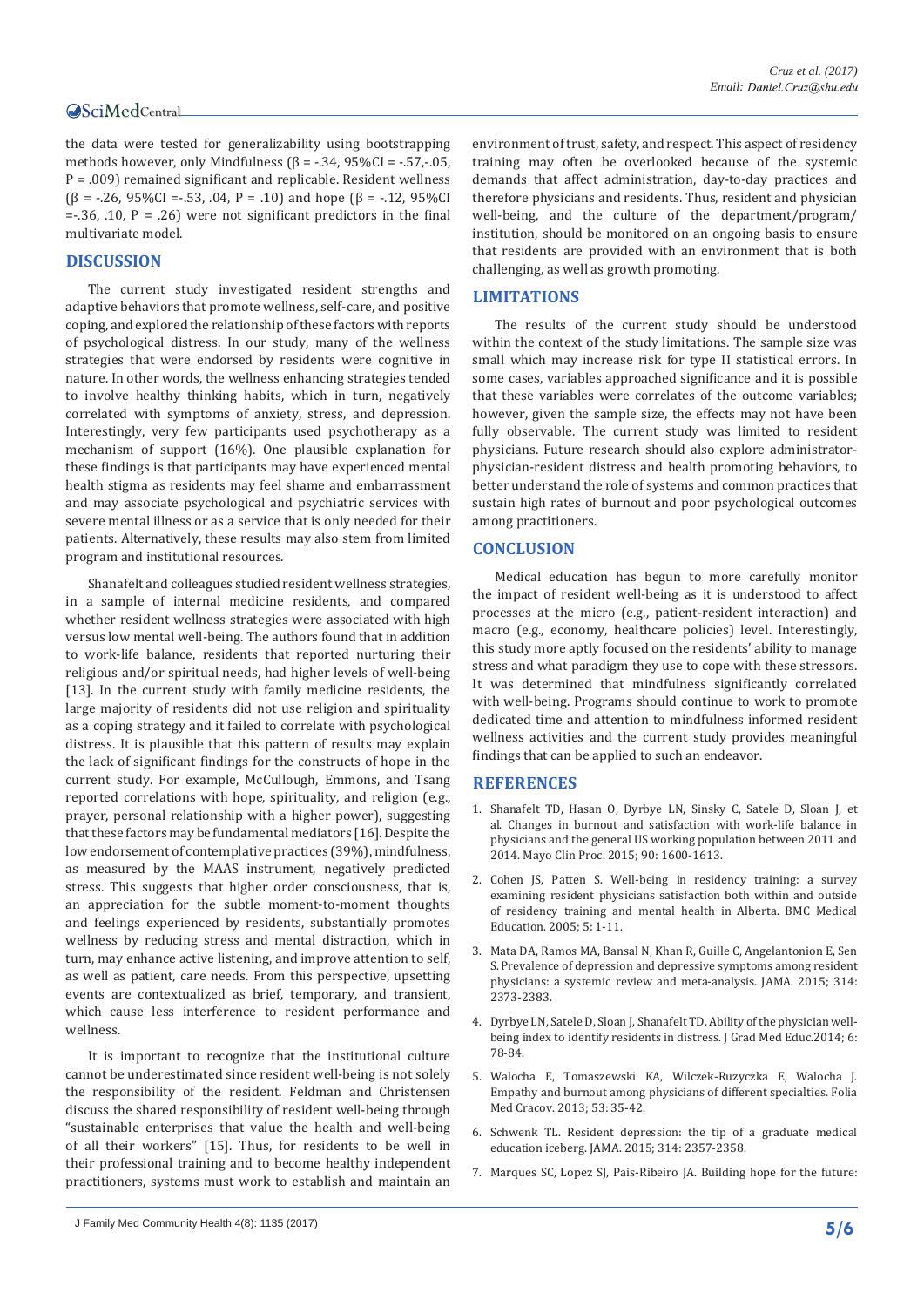the data were tested for generalizability using bootstrapping methods however, only Mindfulness ($\beta$ = -.34, 95%CI = -.57,-.05, P = .009) remained significant and replicable. Resident wellness ($\beta$ = -.26, 95%CI =-.53, .04, P = .10) and hope ($\beta$ = -.12, 95%CI =-.36, .10, P = .26) were not significant predictors in the final multivariate model.

## DISCUSSION

The current study investigated resident strengths and adaptive behaviors that promote wellness, self-care, and positive coping, and explored the relationship of these factors with reports of psychological distress. In our study, many of the wellness strategies that were endorsed by residents were cognitive in nature. In other words, the wellness enhancing strategies tended to involve healthy thinking habits, which in turn, negatively correlated with symptoms of anxiety, stress, and depression. Interestingly, very few participants used psychotherapy as a mechanism of support (16%). One plausible explanation for these findings is that participants may have experienced mental health stigma as residents may feel shame and embarrassment and may associate psychological and psychiatric services with severe mental illness or as a service that is only needed for their patients. Alternatively, these results may also stem from limited program and institutional resources.

Shanafelt and colleagues studied resident wellness strategies, in a sample of internal medicine residents, and compared whether resident wellness strategies were associated with high versus low mental well-being. The authors found that in addition to work-life balance, residents that reported nurturing their religious and/or spiritual needs, had higher levels of well-being [13]. In the current study with family medicine residents, the large majority of residents did not use religion and spirituality as a coping strategy and it failed to correlate with psychological distress. It is plausible that this pattern of results may explain the lack of significant findings for the constructs of hope in the current study. For example, McCullough, Emmons, and Tsang reported correlations with hope, spirituality, and religion (e.g., prayer, personal relationship with a higher power), suggesting that these factors may be fundamental mediators [16]. Despite the low endorsement of contemplative practices (39%), mindfulness, as measured by the MAAS instrument, negatively predicted stress. This suggests that higher order consciousness, that is, an appreciation for the subtle moment-to-moment thoughts and feelings experienced by residents, substantially promotes wellness by reducing stress and mental distraction, which in turn, may enhance active listening, and improve attention to self, as well as patient, care needs. From this perspective, upsetting events are contextualized as brief, temporary, and transient, which cause less interference to resident performance and wellness.

It is important to recognize that the institutional culture cannot be underestimated since resident well-being is not solely the responsibility of the resident. Feldman and Christensen discuss the shared responsibility of resident well-being through "sustainable enterprises that value the health and well-being of all their workers" [15]. Thus, for residents to be well in their professional training and to become healthy independent practitioners, systems must work to establish and maintain an environment of trust, safety, and respect. This aspect of residency training may often be overlooked because of the systemic demands that affect administration, day-to-day practices and therefore physicians and residents. Thus, resident and physician well-being, and the culture of the department/program/institution, should be monitored on an ongoing basis to ensure that residents are provided with an environment that is both challenging, as well as growth promoting.

## LIMITATIONS

The results of the current study should be understood within the context of the study limitations. The sample size was small which may increase risk for type II statistical errors. In some cases, variables approached significance and it is possible that these variables were correlates of the outcome variables; however, given the sample size, the effects may not have been fully observable. The current study was limited to resident physicians. Future research should also explore administrator-physician-resident distress and health promoting behaviors, to better understand the role of systems and common practices that sustain high rates of burnout and poor psychological outcomes among practitioners.

## CONCLUSION

Medical education has begun to more carefully monitor the impact of resident well-being as it is understood to affect processes at the micro (e.g., patient-resident interaction) and macro (e.g., economy, healthcare policies) level. Interestingly, this study more aptly focused on the residents' ability to manage stress and what paradigm they use to cope with these stressors. It was determined that mindfulness significantly correlated with well-being. Programs should continue to work to promote dedicated time and attention to mindfulness informed resident wellness activities and the current study provides meaningful findings that can be applied to such an endeavor.

## REFERENCES

1. Shanafelt TD, Hasan O, Dyrbye LN, Sinsky C, Satele D, Sloan J, et al. Changes in burnout and satisfaction with work-life balance in physicians and the general US working population between 2011 and 2014. Mayo Clin Proc. 2015; 90: 1600-1613.
2. Cohen JS, Patten S. Well-being in residency training: a survey examining resident physicians satisfaction both within and outside of residency training and mental health in Alberta. BMC Medical Education. 2005; 5: 1-11.
3. Mata DA, Ramos MA, Bansal N, Khan R, Guille C, Angelantonion E, Sen S. Prevalence of depression and depressive symptoms among resident physicians: a systemic review and meta-analysis. JAMA. 2015; 314: 2373-2383.
4. Dyrbye LN, Satele D, Sloan J, Shanafelt TD. Ability of the physician well-being index to identify residents in distress. J Grad Med Educ.2014; 6: 78-84.
5. Walocha E, Tomaszewski KA, Wilczek-Ruzyczka E, Walocha J. Empathy and burnout among physicians of different specialties. Folia Med Cracov. 2013; 53: 35-42.
6. Schwenk TL. Resident depression: the tip of a graduate medical education iceberg. JAMA. 2015; 314: 2357-2358.
7. Marques SC, Lopez SJ, Pais-Ribeiro JA. Building hope for the future: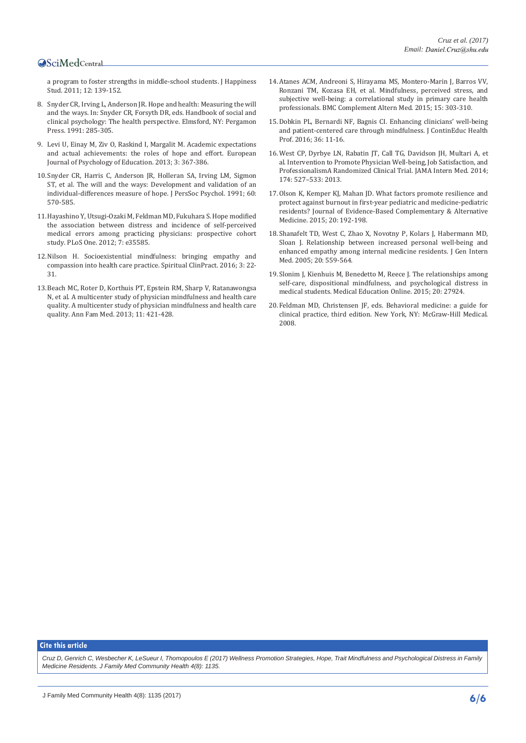a program to foster strengths in middle-school students. J Happiness Stud. 2011; 12: 139-152.

8. Snyder CR, Irving L, Anderson JR. Hope and health: Measuring the will and the ways. In: Snyder CR, Forsyth DR, eds. Handbook of social and clinical psychology: The health perspective. Elmsford, NY: Pergamon Press. 1991: 285-305.

9. Levi U, Einay M, Ziv O, Raskind I, Margalit M. Academic expectations and actual achievements: the roles of hope and effort. European Journal of Psychology of Education. 2013; 3: 367-386.

10. Snyder CR, Harris C, Anderson JR, Holleran SA, Irving LM, Sigmon ST, et al. The will and the ways: Development and validation of an individual-differences measure of hope. J PersSoc Psychol. 1991; 60: 570-585.

11. Hayashino Y, Utsugi-Ozaki M, Feldman MD, Fukuhara S. Hope modified the association between distress and incidence of self-perceived medical errors among practicing physicians: prospective cohort study. PLoS One. 2012; 7: e35585.

12. Nilson H. Socioexistential mindfulness: bringing empathy and compassion into health care practice. Spiritual ClinPract. 2016; 3: 22-31.

13. Beach MC, Roter D, Korthuis PT, Epstein RM, Sharp V, Ratanawongsa N, et al. A multicenter study of physician mindfulness and health care quality. A multicenter study of physician mindfulness and health care quality. Ann Fam Med. 2013; 11: 421-428.

14. Atanes ACM, Andreoni S, Hirayama MS, Montero-Marin J, Barros VV, Ronzani TM, Kozasa EH, et al. Mindfulness, perceived stress, and subjective well-being: a correlational study in primary care health professionals. BMC Complement Altern Med. 2015; 15: 303-310.

15. Dobkin PL, Bernardi NF, Bagnis CI. Enhancing clinicians' well-being and patient-centered care through mindfulness. J ContinEduc Health Prof. 2016; 36: 11-16.

16. West CP, Dyrbye LN, Rabatin JT, Call TG, Davidson JH, Multari A, et al. Intervention to Promote Physician Well-being, Job Satisfaction, and ProfessionalismA Randomized Clinical Trial. JAMA Intern Med. 2014; 174: 527–533: 2013.

17. Olson K, Kemper KJ, Mahan JD. What factors promote resilience and protect against burnout in first-year pediatric and medicine-pediatric residents? Journal of Evidence-Based Complementary & Alternative Medicine. 2015; 20: 192-198.

18. Shanafelt TD, West C, Zhao X, Novotny P, Kolars J, Habermann MD, Sloan J. Relationship between increased personal well-being and enhanced empathy among internal medicine residents. J Gen Intern Med. 2005; 20: 559-564.

19. Slonim J, Kienhuis M, Benedetto M, Reece J. The relationships among self-care, dispositional mindfulness, and psychological distress in medical students. Medical Education Online. 2015; 20: 27924.

20. Feldman MD, Christensen JF, eds. Behavioral medicine: a guide for clinical practice, third edition. New York, NY: McGraw-Hill Medical. 2008.

**Cite this article**

*Cruz D, Genrich C, Wesbecher K, LeSueur I, Thomopoulos E (2017) Wellness Promotion Strategies, Hope, Trait Mindfulness and Psychological Distress in Family Medicine Residents. J Family Med Community Health 4(8): 1135.*